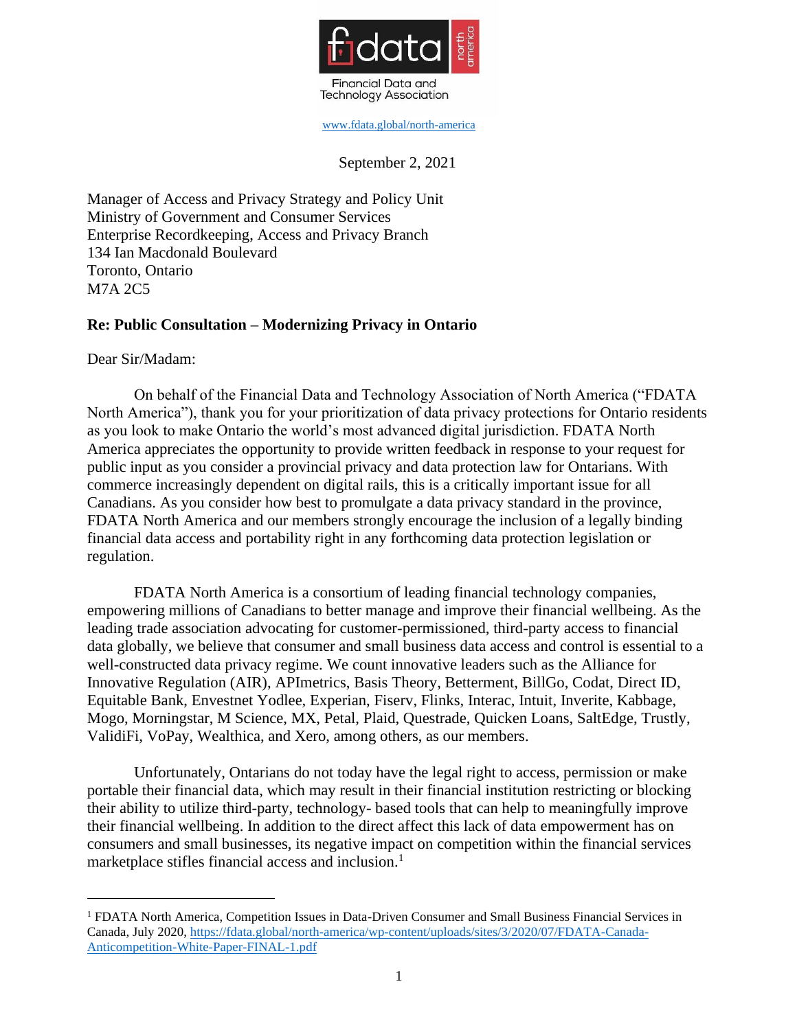Financial Data and Technology Association

www.fdata.global/north-america

September 2, 2021

Manager of Access and Privacy Strategy and Policy Unit
Ministry of Government and Consumer Services
Enterprise Recordkeeping, Access and Privacy Branch
134 Ian Macdonald Boulevard
Toronto, Ontario
M7A 2C5

**Re: Public Consultation – Modernizing Privacy in Ontario**

Dear Sir/Madam:

On behalf of the Financial Data and Technology Association of North America ("FDATA North America"), thank you for your prioritization of data privacy protections for Ontario residents as you look to make Ontario the world's most advanced digital jurisdiction. FDATA North America appreciates the opportunity to provide written feedback in response to your request for public input as you consider a provincial privacy and data protection law for Ontarians. With commerce increasingly dependent on digital rails, this is a critically important issue for all Canadians. As you consider how best to promulgate a data privacy standard in the province, FDATA North America and our members strongly encourage the inclusion of a legally binding financial data access and portability right in any forthcoming data protection legislation or regulation.

FDATA North America is a consortium of leading financial technology companies, empowering millions of Canadians to better manage and improve their financial wellbeing. As the leading trade association advocating for customer-permissioned, third-party access to financial data globally, we believe that consumer and small business data access and control is essential to a well-constructed data privacy regime. We count innovative leaders such as the Alliance for Innovative Regulation (AIR), APImetrics, Basis Theory, Betterment, BillGo, Codat, Direct ID, Equitable Bank, Envestnet Yodlee, Experian, Fiserv, Flinks, Interac, Intuit, Inverite, Kabbage, Mogo, Morningstar, M Science, MX, Petal, Plaid, Questrade, Quicken Loans, SaltEdge, Trustly, ValidiFi, VoPay, Wealthica, and Xero, among others, as our members.

Unfortunately, Ontarians do not today have the legal right to access, permission or make portable their financial data, which may result in their financial institution restricting or blocking their ability to utilize third-party, technology- based tools that can help to meaningfully improve their financial wellbeing. In addition to the direct affect this lack of data empowerment has on consumers and small businesses, its negative impact on competition within the financial services marketplace stifles financial access and inclusion.[1]

[1] FDATA North America, Competition Issues in Data-Driven Consumer and Small Business Financial Services in Canada, July 2020, https://fdata.global/north-america/wp-content/uploads/sites/3/2020/07/FDATA-Canada-Anticompetition-White-Paper-FINAL-1.pdf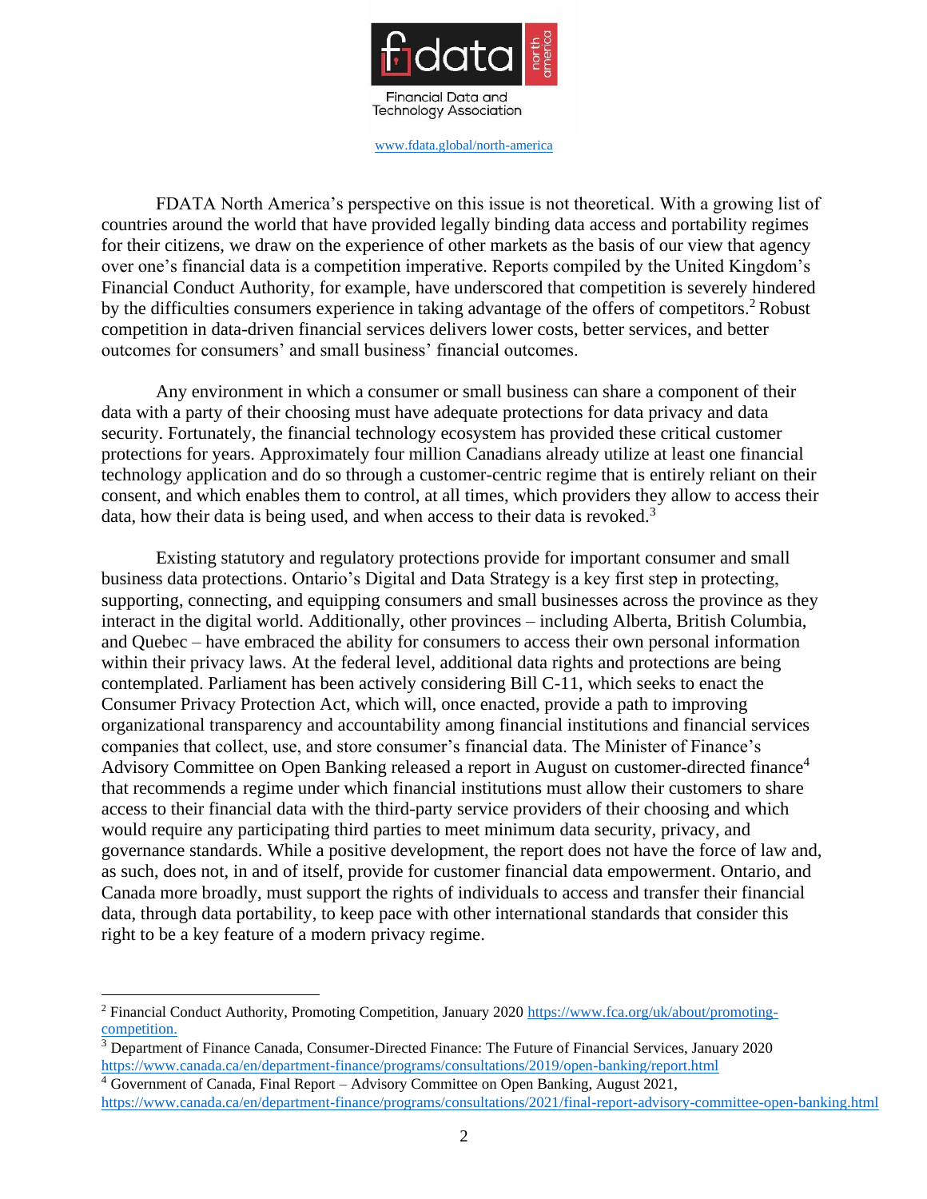FDATA North America's perspective on this issue is not theoretical. With a growing list of countries around the world that have provided legally binding data access and portability regimes for their citizens, we draw on the experience of other markets as the basis of our view that agency over one's financial data is a competition imperative. Reports compiled by the United Kingdom's Financial Conduct Authority, for example, have underscored that competition is severely hindered by the difficulties consumers experience in taking advantage of the offers of competitors.[2] Robust competition in data-driven financial services delivers lower costs, better services, and better outcomes for consumers' and small business' financial outcomes.

Any environment in which a consumer or small business can share a component of their data with a party of their choosing must have adequate protections for data privacy and data security. Fortunately, the financial technology ecosystem has provided these critical customer protections for years. Approximately four million Canadians already utilize at least one financial technology application and do so through a customer-centric regime that is entirely reliant on their consent, and which enables them to control, at all times, which providers they allow to access their data, how their data is being used, and when access to their data is revoked.[3]

Existing statutory and regulatory protections provide for important consumer and small business data protections. Ontario's Digital and Data Strategy is a key first step in protecting, supporting, connecting, and equipping consumers and small businesses across the province as they interact in the digital world. Additionally, other provinces – including Alberta, British Columbia, and Quebec – have embraced the ability for consumers to access their own personal information within their privacy laws. At the federal level, additional data rights and protections are being contemplated. Parliament has been actively considering Bill C-11, which seeks to enact the Consumer Privacy Protection Act, which will, once enacted, provide a path to improving organizational transparency and accountability among financial institutions and financial services companies that collect, use, and store consumer's financial data. The Minister of Finance's Advisory Committee on Open Banking released a report in August on customer-directed finance[4] that recommends a regime under which financial institutions must allow their customers to share access to their financial data with the third-party service providers of their choosing and which would require any participating third parties to meet minimum data security, privacy, and governance standards. While a positive development, the report does not have the force of law and, as such, does not, in and of itself, provide for customer financial data empowerment. Ontario, and Canada more broadly, must support the rights of individuals to access and transfer their financial data, through data portability, to keep pace with other international standards that consider this right to be a key feature of a modern privacy regime.

---

[2] Financial Conduct Authority, Promoting Competition, January 2020 https://www.fca.org/uk/about/promoting-competition.

[3] Department of Finance Canada, Consumer-Directed Finance: The Future of Financial Services, January 2020 https://www.canada.ca/en/department-finance/programs/consultations/2019/open-banking/report.html

[4] Government of Canada, Final Report – Advisory Committee on Open Banking, August 2021, https://www.canada.ca/en/department-finance/programs/consultations/2021/final-report-advisory-committee-open-banking.html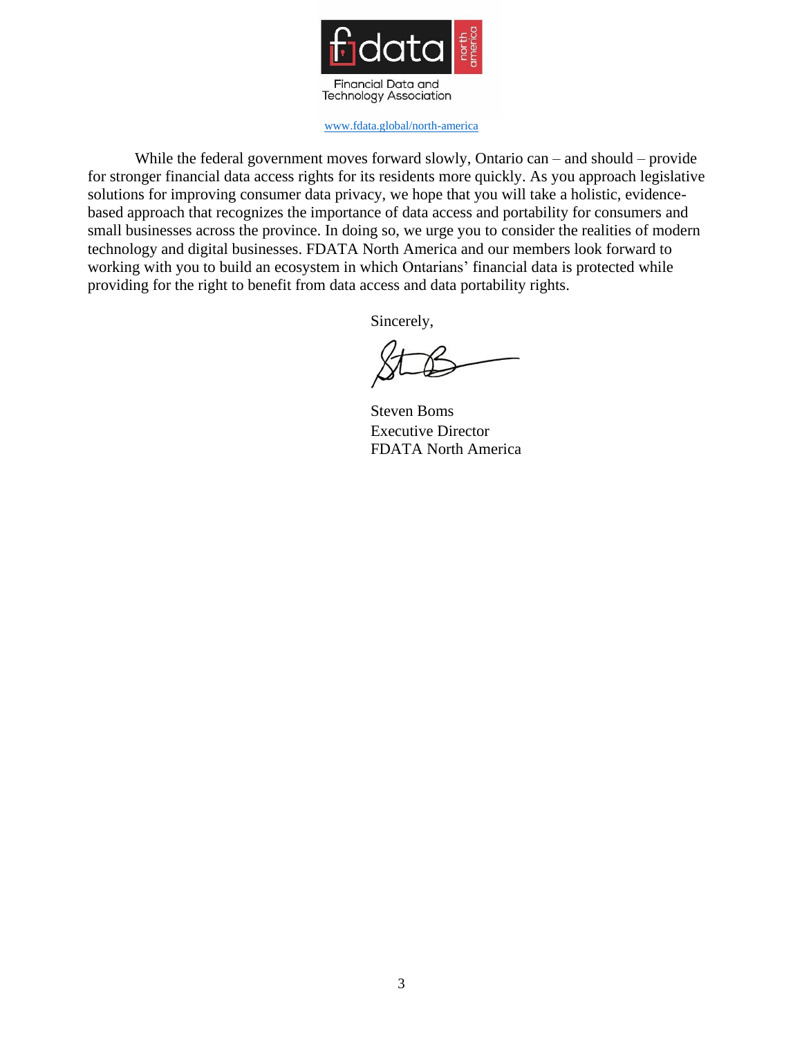Financial Data and Technology Association

www.fdata.global/north-america

While the federal government moves forward slowly, Ontario can – and should – provide for stronger financial data access rights for its residents more quickly. As you approach legislative solutions for improving consumer data privacy, we hope that you will take a holistic, evidence-based approach that recognizes the importance of data access and portability for consumers and small businesses across the province. In doing so, we urge you to consider the realities of modern technology and digital businesses. FDATA North America and our members look forward to working with you to build an ecosystem in which Ontarians' financial data is protected while providing for the right to benefit from data access and data portability rights.

Sincerely,

Steven Boms
Executive Director
FDATA North America